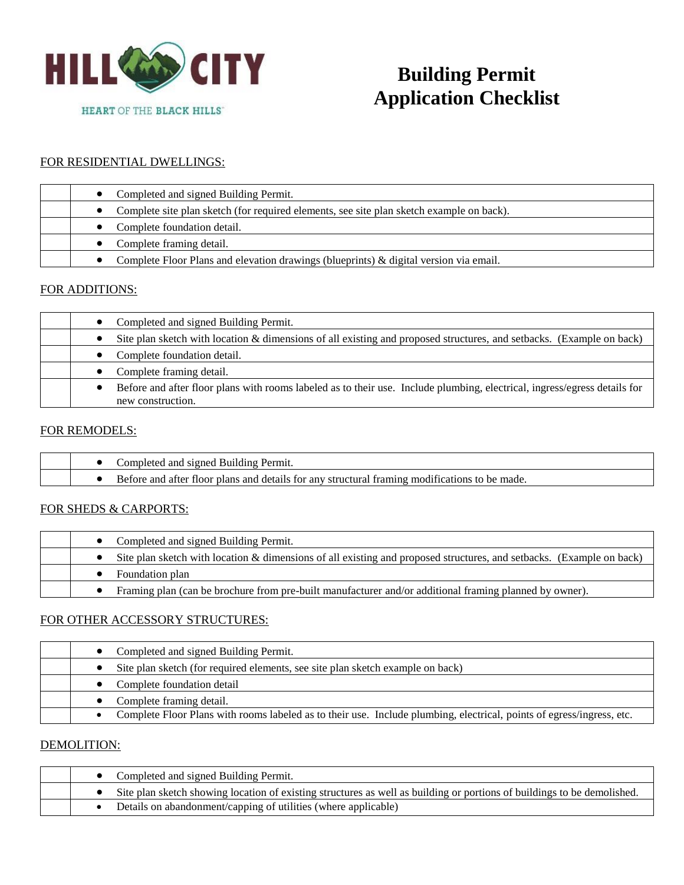HILL CITY

HEART OF THE BLACK HILLS

# Building Permit Application Checklist

## FOR RESIDENTIAL DWELLINGS:

| | |
|---|---|
| | • Completed and signed Building Permit. |
| | • Complete site plan sketch (for required elements, see site plan sketch example on back). |
| | • Complete foundation detail. |
| | • Complete framing detail. |
| | • Complete Floor Plans and elevation drawings (blueprints) & digital version via email. |

## FOR ADDITIONS:

| | |
|---|---|
| | • Completed and signed Building Permit. |
| | • Site plan sketch with location & dimensions of all existing and proposed structures, and setbacks. (Example on back) |
| | • Complete foundation detail. |
| | • Complete framing detail. |
| | • Before and after floor plans with rooms labeled as to their use. Include plumbing, electrical, ingress/egress details for new construction. |

## FOR REMODELS:

| | |
|---|---|
| | • Completed and signed Building Permit. |
| | • Before and after floor plans and details for any structural framing modifications to be made. |

## FOR SHEDS & CARPORTS:

| | |
|---|---|
| | • Completed and signed Building Permit. |
| | • Site plan sketch with location & dimensions of all existing and proposed structures, and setbacks. (Example on back) |
| | • Foundation plan |
| | • Framing plan (can be brochure from pre-built manufacturer and/or additional framing planned by owner). |

## FOR OTHER ACCESSORY STRUCTURES:

| | |
|---|---|
| | • Completed and signed Building Permit. |
| | • Site plan sketch (for required elements, see site plan sketch example on back) |
| | • Complete foundation detail |
| | • Complete framing detail. |
| | • Complete Floor Plans with rooms labeled as to their use. Include plumbing, electrical, points of egress/ingress, etc. |

## DEMOLITION:

| | |
|---|---|
| | • Completed and signed Building Permit. |
| | • Site plan sketch showing location of existing structures as well as building or portions of buildings to be demolished. |
| | • Details on abandonment/capping of utilities (where applicable) |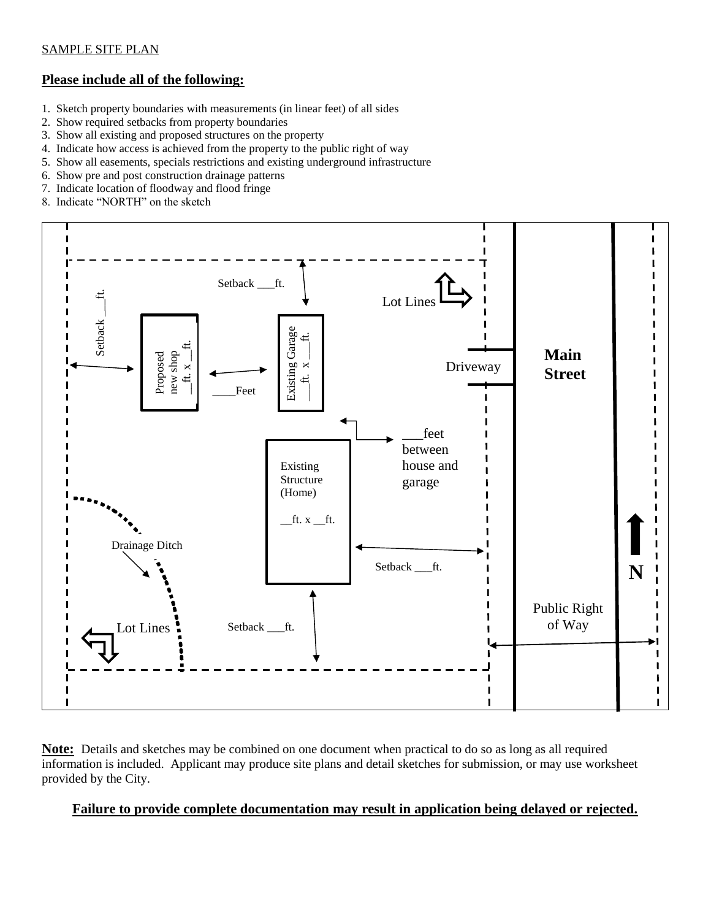SAMPLE SITE PLAN

**Please include all of the following:**

1. Sketch property boundaries with measurements (in linear feet) of all sides
2. Show required setbacks from property boundaries
3. Show all existing and proposed structures on the property
4. Indicate how access is achieved from the property to the public right of way
5. Show all easements, specials restrictions and existing underground infrastructure
6. Show pre and post construction drainage patterns
7. Indicate location of floodway and flood fringe
8. Indicate "NORTH" on the sketch

Setback ___ft.

Lot Lines

Setback ___ft.

Proposed new shop __ft. x __ft.

Existing Garage ___ft. x ___ft.

____Feet

Driveway

Main Street

___feet between house and garage

Existing Structure (Home)

__ft. x __ft.

Drainage Ditch

Setback ___ft.

N

Public Right of Way

Lot Lines

Setback ___ft.

**Note:** Details and sketches may be combined on one document when practical to do so as long as all required information is included. Applicant may produce site plans and detail sketches for submission, or may use worksheet provided by the City.

**Failure to provide complete documentation may result in application being delayed or rejected.**